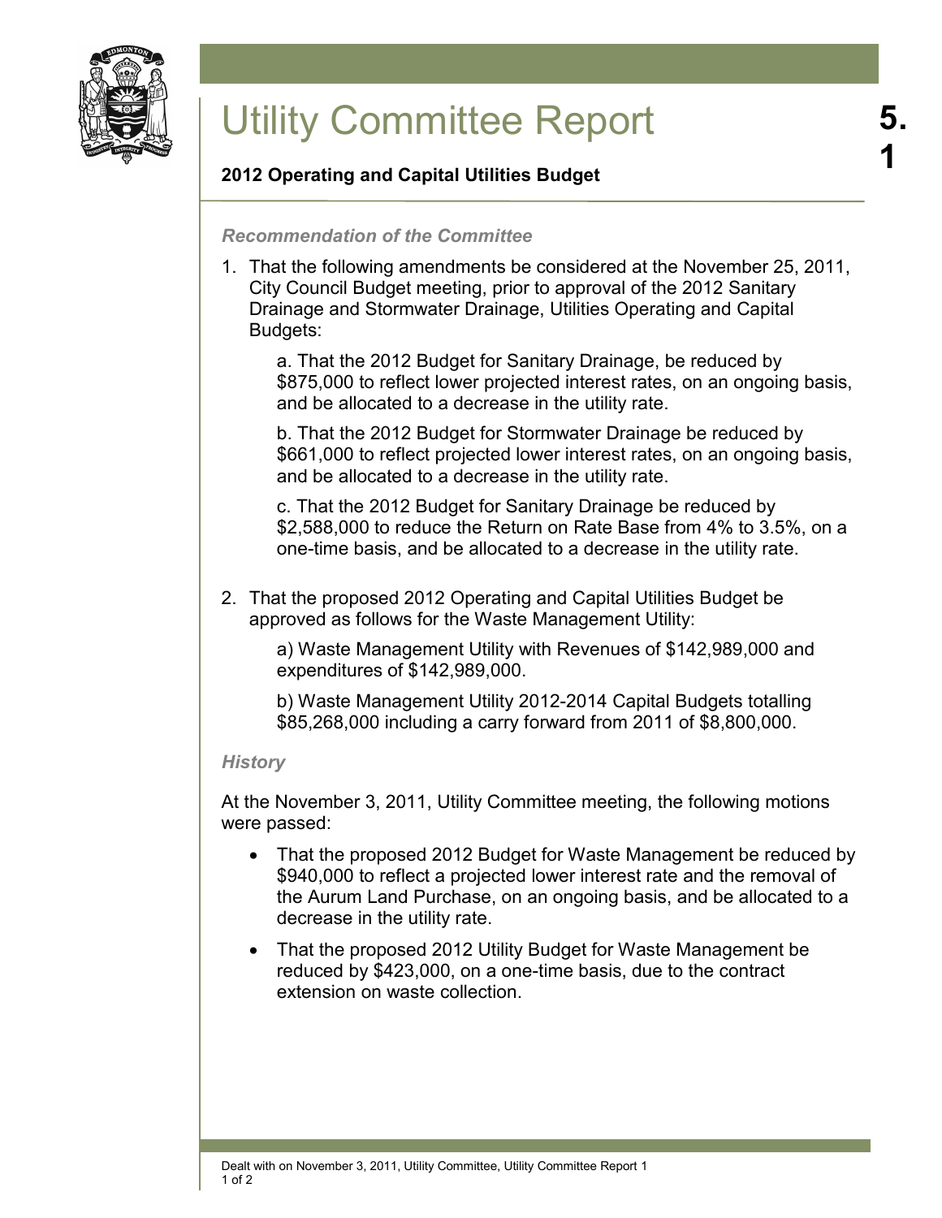# Utility Committee Report

5.1

**2012 Operating and Capital Utilities Budget**

### *Recommendation of the Committee*

1. That the following amendments be considered at the November 25, 2011, City Council Budget meeting, prior to approval of the 2012 Sanitary Drainage and Stormwater Drainage, Utilities Operating and Capital Budgets:

   a. That the 2012 Budget for Sanitary Drainage, be reduced by $875,000 to reflect lower projected interest rates, on an ongoing basis, and be allocated to a decrease in the utility rate.

   b. That the 2012 Budget for Stormwater Drainage be reduced by $661,000 to reflect projected lower interest rates, on an ongoing basis, and be allocated to a decrease in the utility rate.

   c. That the 2012 Budget for Sanitary Drainage be reduced by $2,588,000 to reduce the Return on Rate Base from 4% to 3.5%, on a one-time basis, and be allocated to a decrease in the utility rate.

2. That the proposed 2012 Operating and Capital Utilities Budget be approved as follows for the Waste Management Utility:

   a) Waste Management Utility with Revenues of $142,989,000 and expenditures of $142,989,000.

   b) Waste Management Utility 2012-2014 Capital Budgets totalling $85,268,000 including a carry forward from 2011 of $8,800,000.

### *History*

At the November 3, 2011, Utility Committee meeting, the following motions were passed:

- That the proposed 2012 Budget for Waste Management be reduced by $940,000 to reflect a projected lower interest rate and the removal of the Aurum Land Purchase, on an ongoing basis, and be allocated to a decrease in the utility rate.
- That the proposed 2012 Utility Budget for Waste Management be reduced by $423,000, on a one-time basis, due to the contract extension on waste collection.

Dealt with on November 3, 2011, Utility Committee, Utility Committee Report 1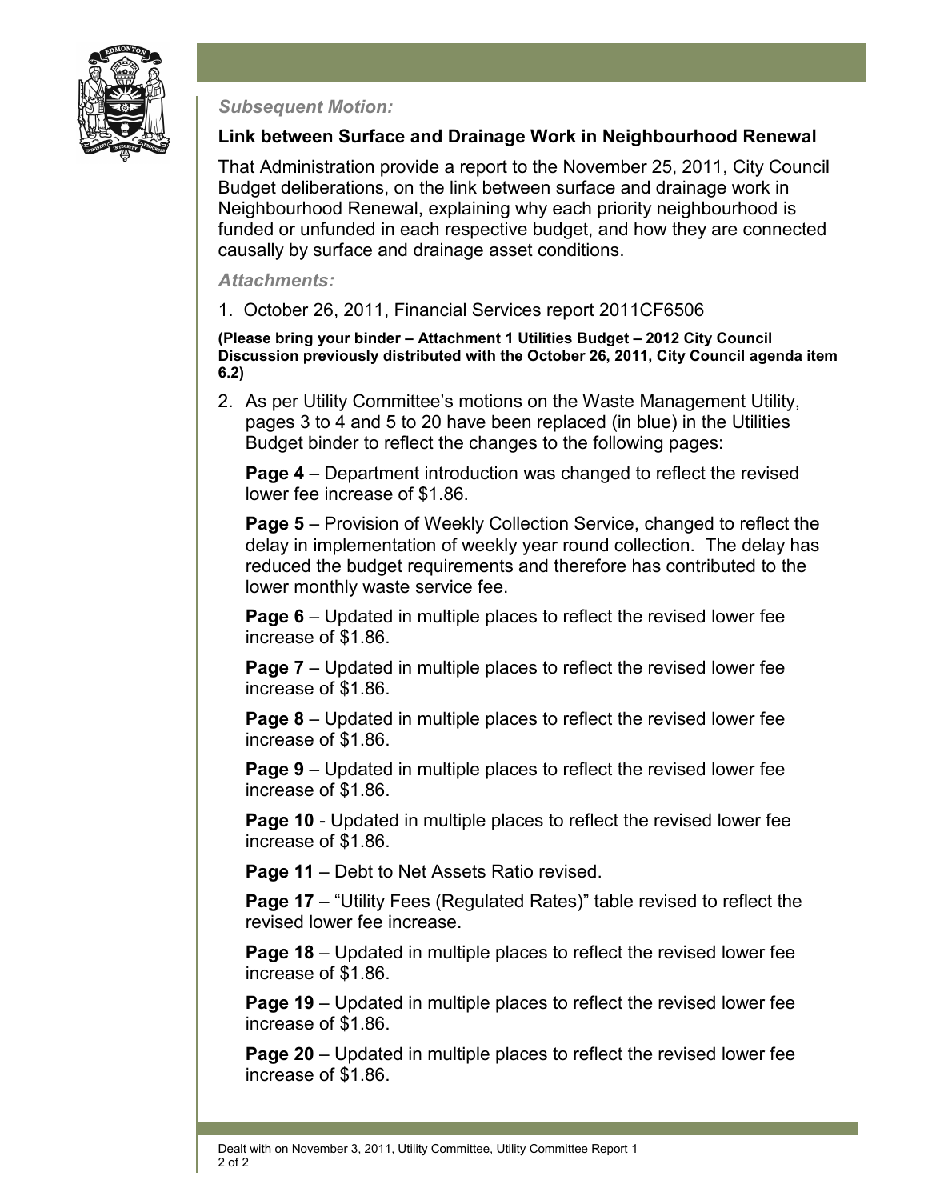*Subsequent Motion:*

**Link between Surface and Drainage Work in Neighbourhood Renewal**

That Administration provide a report to the November 25, 2011, City Council Budget deliberations, on the link between surface and drainage work in Neighbourhood Renewal, explaining why each priority neighbourhood is funded or unfunded in each respective budget, and how they are connected causally by surface and drainage asset conditions.

*Attachments:*

1. October 26, 2011, Financial Services report 2011CF6506

**(Please bring your binder – Attachment 1 Utilities Budget – 2012 City Council Discussion previously distributed with the October 26, 2011, City Council agenda item 6.2)**

2. As per Utility Committee's motions on the Waste Management Utility, pages 3 to 4 and 5 to 20 have been replaced (in blue) in the Utilities Budget binder to reflect the changes to the following pages:

   **Page 4** – Department introduction was changed to reflect the revised lower fee increase of $1.86.

   **Page 5** – Provision of Weekly Collection Service, changed to reflect the delay in implementation of weekly year round collection. The delay has reduced the budget requirements and therefore has contributed to the lower monthly waste service fee.

   **Page 6** – Updated in multiple places to reflect the revised lower fee increase of $1.86.

   **Page 7** – Updated in multiple places to reflect the revised lower fee increase of $1.86.

   **Page 8** – Updated in multiple places to reflect the revised lower fee increase of $1.86.

   **Page 9** – Updated in multiple places to reflect the revised lower fee increase of $1.86.

   **Page 10** - Updated in multiple places to reflect the revised lower fee increase of $1.86.

   **Page 11** – Debt to Net Assets Ratio revised.

   **Page 17** – "Utility Fees (Regulated Rates)" table revised to reflect the revised lower fee increase.

   **Page 18** – Updated in multiple places to reflect the revised lower fee increase of $1.86.

   **Page 19** – Updated in multiple places to reflect the revised lower fee increase of $1.86.

   **Page 20** – Updated in multiple places to reflect the revised lower fee increase of $1.86.

Dealt with on November 3, 2011, Utility Committee, Utility Committee Report 1